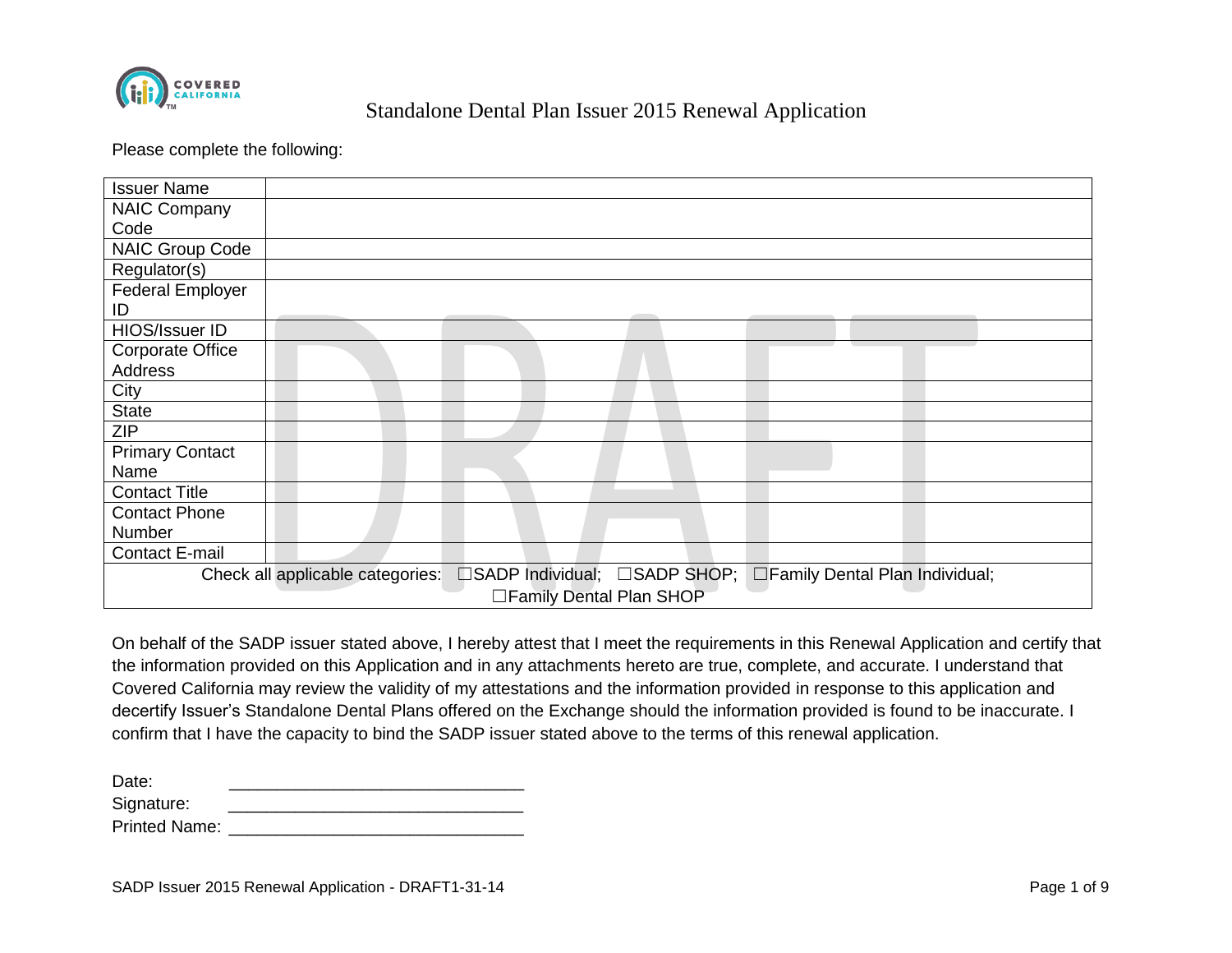# Standalone Dental Plan Issuer 2015 Renewal Application

Please complete the following:

| Issuer Name | |
|---|---|
| NAIC Company Code | |
| NAIC Group Code | |
| Regulator(s) | |
| Federal Employer ID | |
| HIOS/Issuer ID | |
| Corporate Office Address | |
| City | |
| State | |
| ZIP | |
| Primary Contact Name | |
| Contact Title | |
| Contact Phone Number | |
| Contact E-mail | |
| Check all applicable categories: ☐SADP Individual; ☐SADP SHOP; ☐Family Dental Plan Individual; ☐Family Dental Plan SHOP | |

On behalf of the SADP issuer stated above, I hereby attest that I meet the requirements in this Renewal Application and certify that the information provided on this Application and in any attachments hereto are true, complete, and accurate. I understand that Covered California may review the validity of my attestations and the information provided in response to this application and decertify Issuer's Standalone Dental Plans offered on the Exchange should the information provided is found to be inaccurate. I confirm that I have the capacity to bind the SADP issuer stated above to the terms of this renewal application.

Date: ______________________________

Signature: ______________________________

Printed Name: ______________________________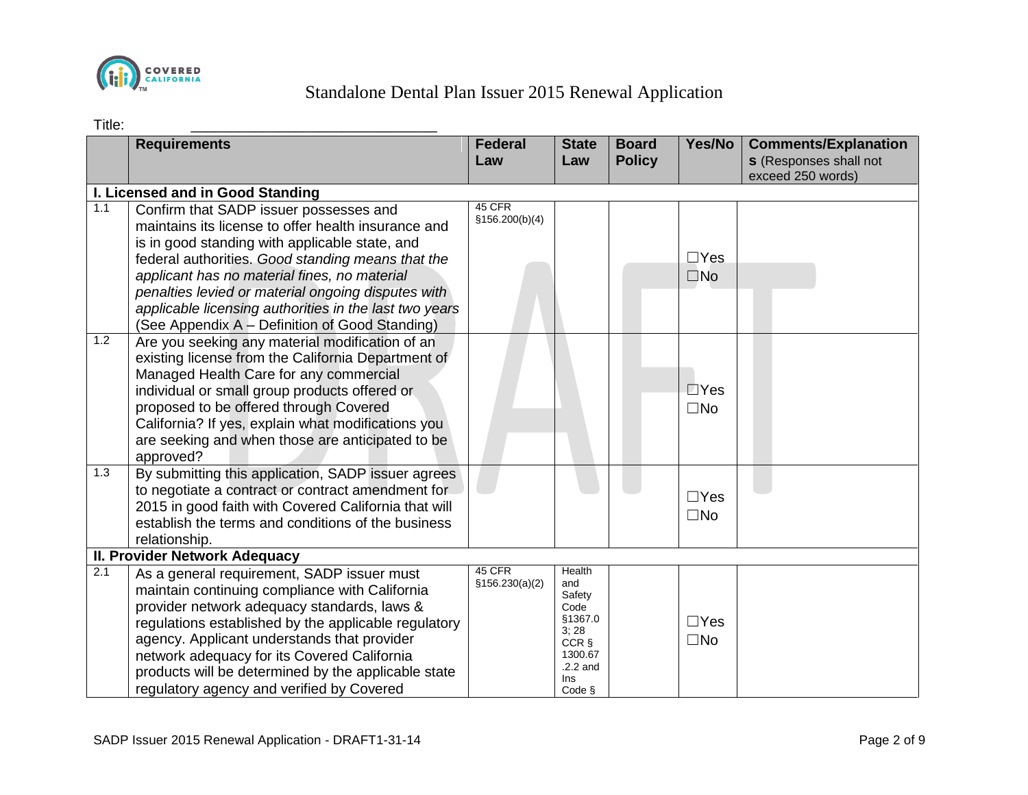# Standalone Dental Plan Issuer 2015 Renewal Application

Title: \_\_\_\_\_\_\_\_\_\_\_\_\_\_\_\_\_\_\_\_\_\_\_\_\_\_\_\_\_\_

| | Requirements | Federal Law | State Law | Board Policy | Yes/No | Comments/Explanations (Responses shall not exceed 250 words) |
|---|---|---|---|---|---|---|
| **I. Licensed and in Good Standing** | | | | | | |
| 1.1 | Confirm that SADP issuer possesses and maintains its license to offer health insurance and is in good standing with applicable state, and federal authorities. *Good standing means that the applicant has no material fines, no material penalties levied or material ongoing disputes with applicable licensing authorities in the last two years* (See Appendix A – Definition of Good Standing) | 45 CFR §156.200(b)(4) | | | ☐Yes ☐No | |
| 1.2 | Are you seeking any material modification of an existing license from the California Department of Managed Health Care for any commercial individual or small group products offered or proposed to be offered through Covered California? If yes, explain what modifications you are seeking and when those are anticipated to be approved? | | | | ☐Yes ☐No | |
| 1.3 | By submitting this application, SADP issuer agrees to negotiate a contract or contract amendment for 2015 in good faith with Covered California that will establish the terms and conditions of the business relationship. | | | | ☐Yes ☐No | |
| **II. Provider Network Adequacy** | | | | | | |
| 2.1 | As a general requirement, SADP issuer must maintain continuing compliance with California provider network adequacy standards, laws & regulations established by the applicable regulatory agency. Applicant understands that provider network adequacy for its Covered California products will be determined by the applicable state regulatory agency and verified by Covered | 45 CFR §156.230(a)(2) | Health and Safety Code §1367.03; 28 CCR § 1300.67.2.2 and Ins Code § | | ☐Yes ☐No | |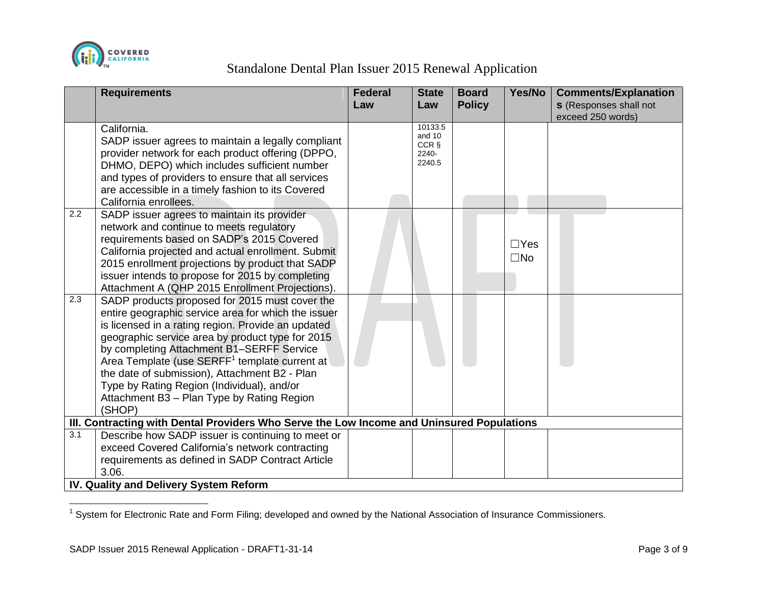| | Requirements | Federal Law | State Law | Board Policy | Yes/No | Comments/Explanations (Responses shall not exceed 250 words) |
|---|---|---|---|---|---|---|
| | California. SADP issuer agrees to maintain a legally compliant provider network for each product offering (DPPO, DHMO, DEPO) which includes sufficient number and types of providers to ensure that all services are accessible in a timely fashion to its Covered California enrollees. | | 10133.5 and 10 CCR § 2240-2240.5 | | | |
| 2.2 | SADP issuer agrees to maintain its provider network and continue to meets regulatory requirements based on SADP's 2015 Covered California projected and actual enrollment. Submit 2015 enrollment projections by product that SADP issuer intends to propose for 2015 by completing Attachment A (QHP 2015 Enrollment Projections). | | | | ☐Yes ☐No | |
| 2.3 | SADP products proposed for 2015 must cover the entire geographic service area for which the issuer is licensed in a rating region. Provide an updated geographic service area by product type for 2015 by completing Attachment B1–SERFF Service Area Template (use SERFF[1] template current at the date of submission), Attachment B2 - Plan Type by Rating Region (Individual), and/or Attachment B3 – Plan Type by Rating Region (SHOP) | | | | | |
| **III. Contracting with Dental Providers Who Serve the Low Income and Uninsured Populations** | | | | | | |
| 3.1 | Describe how SADP issuer is continuing to meet or exceed Covered California's network contracting requirements as defined in SADP Contract Article 3.06. | | | | | |
| **IV. Quality and Delivery System Reform** | | | | | | |

[1] System for Electronic Rate and Form Filing; developed and owned by the National Association of Insurance Commissioners.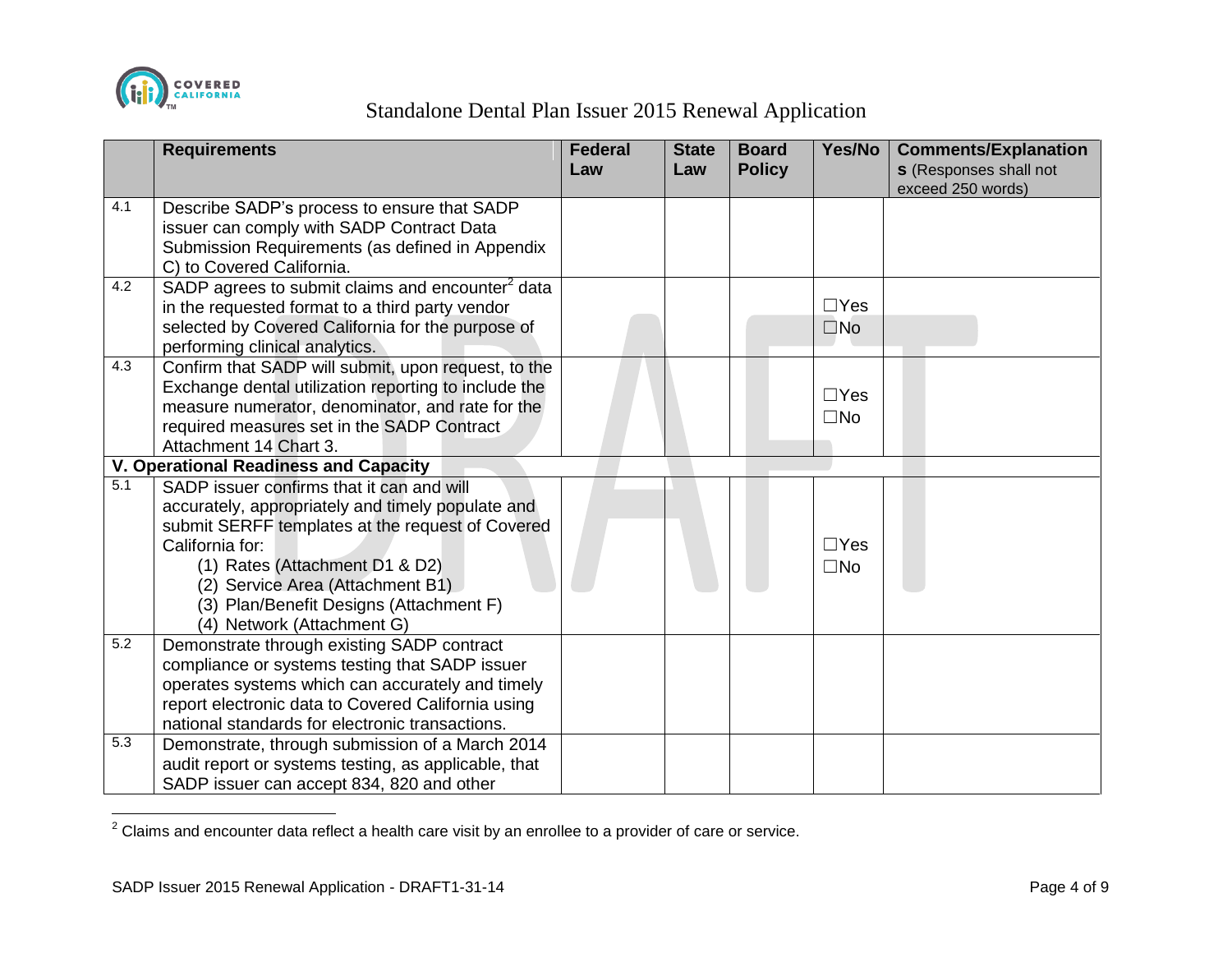| | Requirements | Federal Law | State Law | Board Policy | Yes/No | Comments/Explanations (Responses shall not exceed 250 words) |
|---|---|---|---|---|---|---|
| 4.1 | Describe SADP's process to ensure that SADP issuer can comply with SADP Contract Data Submission Requirements (as defined in Appendix C) to Covered California. | | | | | |
| 4.2 | SADP agrees to submit claims and encounter[2] data in the requested format to a third party vendor selected by Covered California for the purpose of performing clinical analytics. | | | | ☐Yes ☐No | |
| 4.3 | Confirm that SADP will submit, upon request, to the Exchange dental utilization reporting to include the measure numerator, denominator, and rate for the required measures set in the SADP Contract Attachment 14 Chart 3. | | | | ☐Yes ☐No | |
| **V. Operational Readiness and Capacity** | | | | | | |
| 5.1 | SADP issuer confirms that it can and will accurately, appropriately and timely populate and submit SERFF templates at the request of Covered California for: (1) Rates (Attachment D1 & D2) (2) Service Area (Attachment B1) (3) Plan/Benefit Designs (Attachment F) (4) Network (Attachment G) | | | | ☐Yes ☐No | |
| 5.2 | Demonstrate through existing SADP contract compliance or systems testing that SADP issuer operates systems which can accurately and timely report electronic data to Covered California using national standards for electronic transactions. | | | | | |
| 5.3 | Demonstrate, through submission of a March 2014 audit report or systems testing, as applicable, that SADP issuer can accept 834, 820 and other | | | | | |

[2] Claims and encounter data reflect a health care visit by an enrollee to a provider of care or service.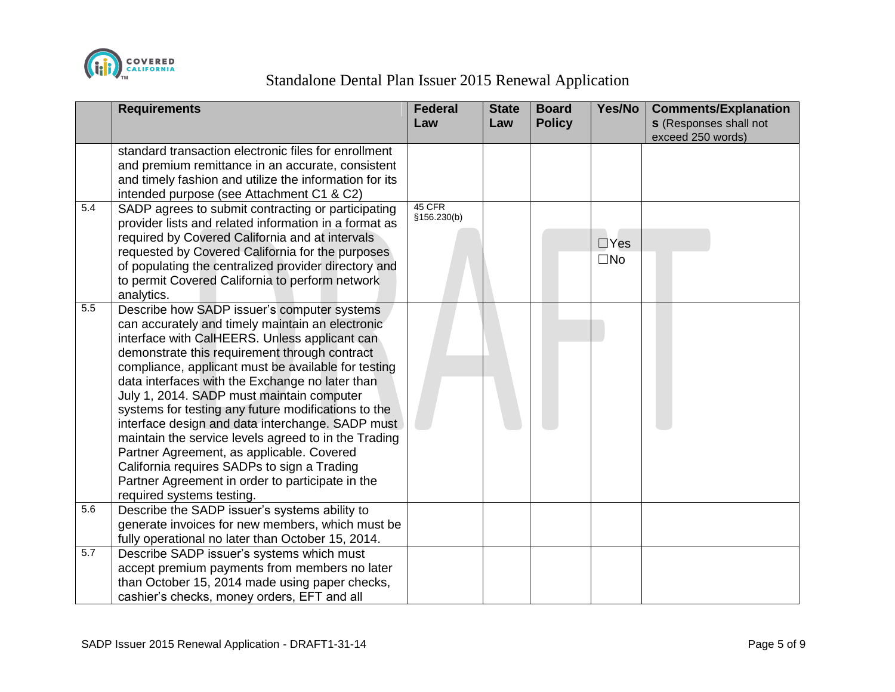|  | Requirements | Federal Law | State Law | Board Policy | Yes/No | Comments/Explanations (Responses shall not exceed 250 words) |
|---|---|---|---|---|---|---|
|  | standard transaction electronic files for enrollment and premium remittance in an accurate, consistent and timely fashion and utilize the information for its intended purpose (see Attachment C1 & C2) |  |  |  |  |  |
| 5.4 | SADP agrees to submit contracting or participating provider lists and related information in a format as required by Covered California and at intervals requested by Covered California for the purposes of populating the centralized provider directory and to permit Covered California to perform network analytics. | 45 CFR §156.230(b) |  |  | ☐Yes ☐No |  |
| 5.5 | Describe how SADP issuer's computer systems can accurately and timely maintain an electronic interface with CalHEERS. Unless applicant can demonstrate this requirement through contract compliance, applicant must be available for testing data interfaces with the Exchange no later than July 1, 2014. SADP must maintain computer systems for testing any future modifications to the interface design and data interchange. SADP must maintain the service levels agreed to in the Trading Partner Agreement, as applicable. Covered California requires SADPs to sign a Trading Partner Agreement in order to participate in the required systems testing. |  |  |  |  |  |
| 5.6 | Describe the SADP issuer's systems ability to generate invoices for new members, which must be fully operational no later than October 15, 2014. |  |  |  |  |  |
| 5.7 | Describe SADP issuer's systems which must accept premium payments from members no later than October 15, 2014 made using paper checks, cashier's checks, money orders, EFT and all |  |  |  |  |  |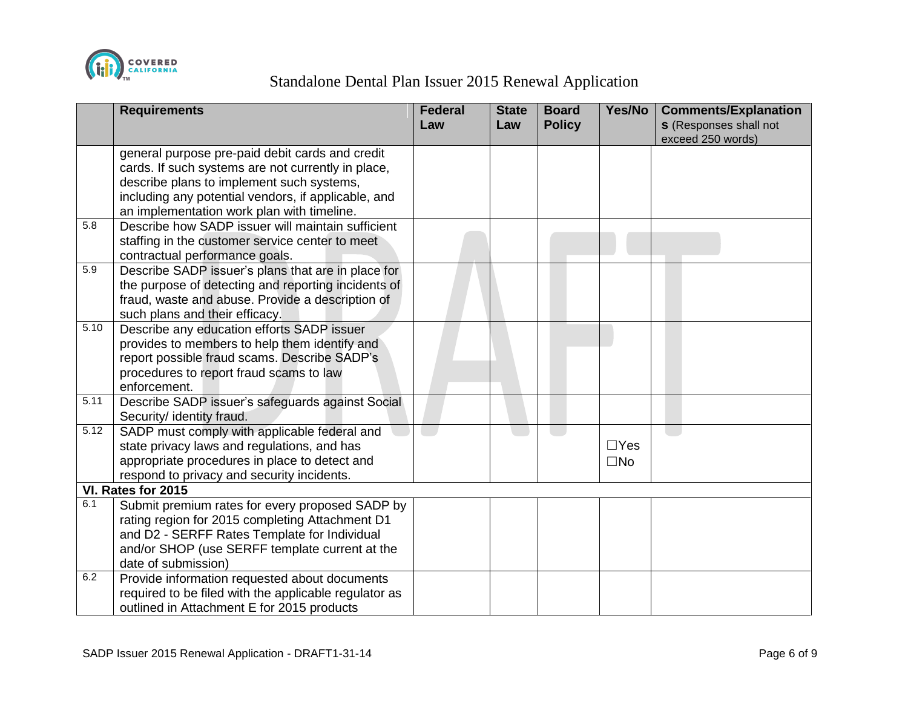|  | Requirements | Federal Law | State Law | Board Policy | Yes/No | Comments/Explanations (Responses shall not exceed 250 words) |
|---|---|---|---|---|---|---|
|  | general purpose pre-paid debit cards and credit cards. If such systems are not currently in place, describe plans to implement such systems, including any potential vendors, if applicable, and an implementation work plan with timeline. |  |  |  |  |  |
| 5.8 | Describe how SADP issuer will maintain sufficient staffing in the customer service center to meet contractual performance goals. |  |  |  |  |  |
| 5.9 | Describe SADP issuer's plans that are in place for the purpose of detecting and reporting incidents of fraud, waste and abuse. Provide a description of such plans and their efficacy. |  |  |  |  |  |
| 5.10 | Describe any education efforts SADP issuer provides to members to help them identify and report possible fraud scams. Describe SADP's procedures to report fraud scams to law enforcement. |  |  |  |  |  |
| 5.11 | Describe SADP issuer's safeguards against Social Security/ identity fraud. |  |  |  |  |  |
| 5.12 | SADP must comply with applicable federal and state privacy laws and regulations, and has appropriate procedures in place to detect and respond to privacy and security incidents. |  |  |  | ☐Yes ☐No |  |
| **VI. Rates for 2015** |  |  |  |  |  |  |
| 6.1 | Submit premium rates for every proposed SADP by rating region for 2015 completing Attachment D1 and D2 - SERFF Rates Template for Individual and/or SHOP (use SERFF template current at the date of submission) |  |  |  |  |  |
| 6.2 | Provide information requested about documents required to be filed with the applicable regulator as outlined in Attachment E for 2015 products |  |  |  |  |  |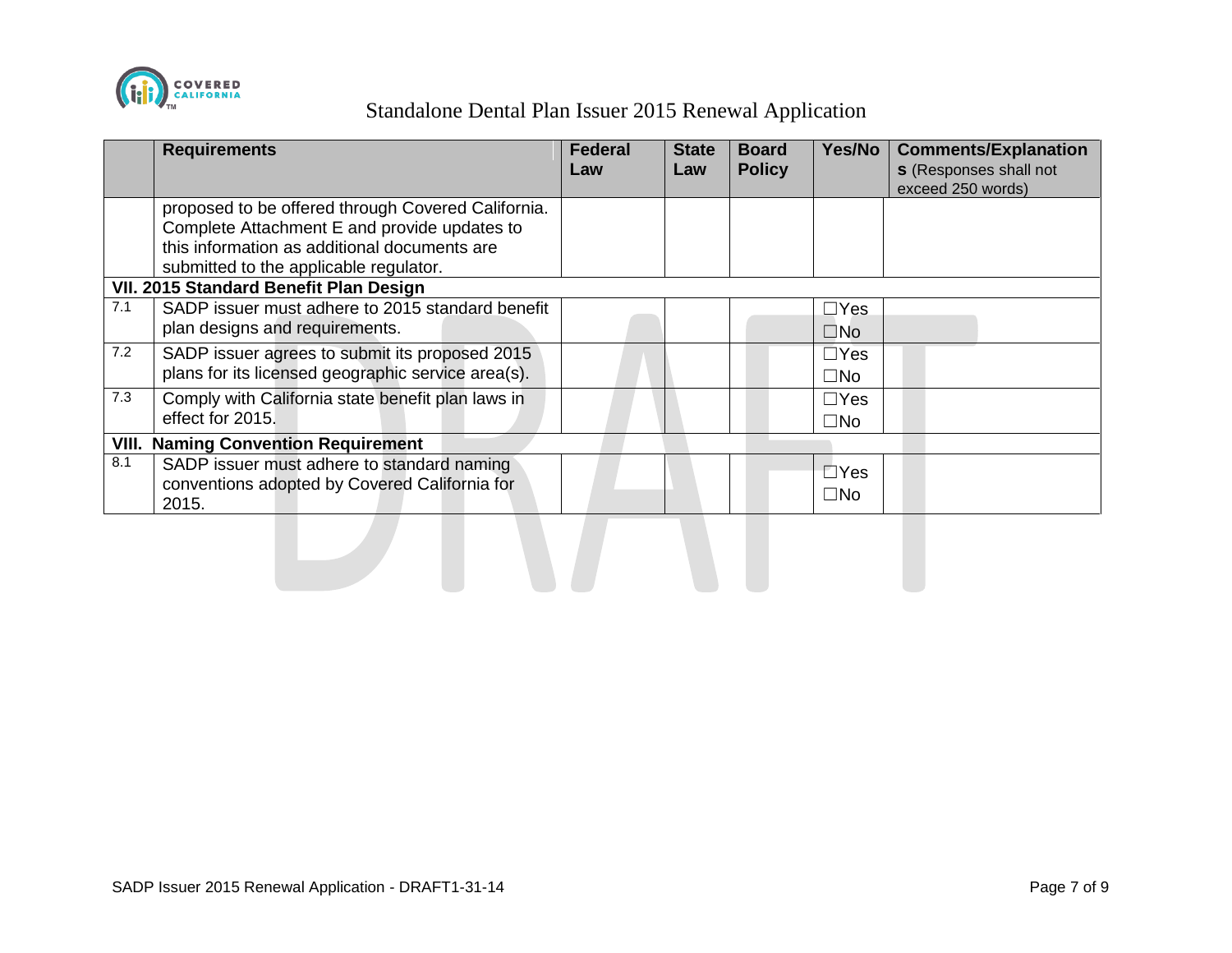|  | Requirements | Federal Law | State Law | Board Policy | Yes/No | Comments/Explanations (Responses shall not exceed 250 words) |
|---|---|---|---|---|---|---|
|  | proposed to be offered through Covered California. Complete Attachment E and provide updates to this information as additional documents are submitted to the applicable regulator. |  |  |  |  |  |
| **VII. 2015 Standard Benefit Plan Design** |  |  |  |  |  |  |
| 7.1 | SADP issuer must adhere to 2015 standard benefit plan designs and requirements. |  |  |  | ☐Yes ☐No |  |
| 7.2 | SADP issuer agrees to submit its proposed 2015 plans for its licensed geographic service area(s). |  |  |  | ☐Yes ☐No |  |
| 7.3 | Comply with California state benefit plan laws in effect for 2015. |  |  |  | ☐Yes ☐No |  |
| **VIII. Naming Convention Requirement** |  |  |  |  |  |  |
| 8.1 | SADP issuer must adhere to standard naming conventions adopted by Covered California for 2015. |  |  |  | ☐Yes ☐No |  |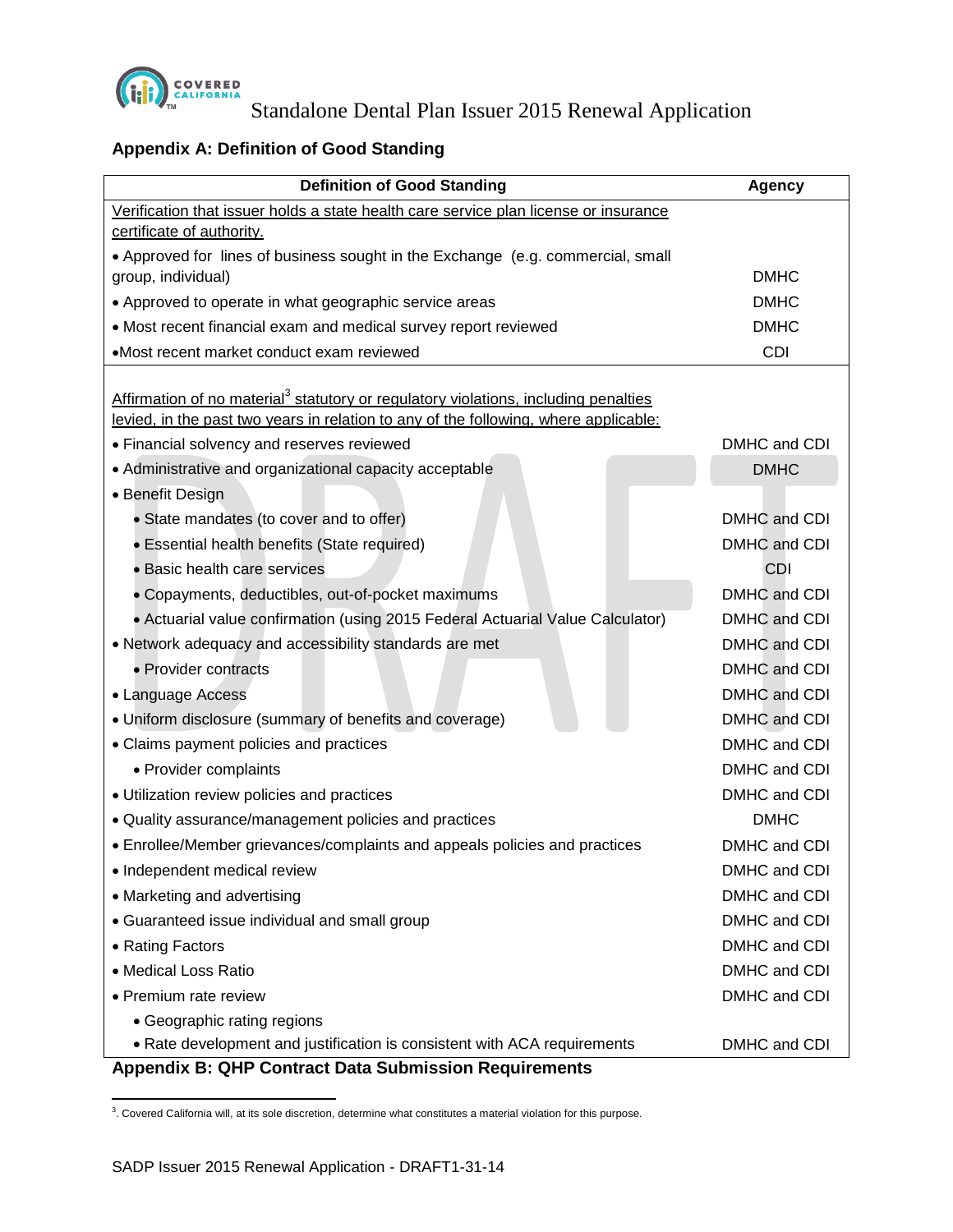## Appendix A: Definition of Good Standing

| Definition of Good Standing | Agency |
|---|---|
| Verification that issuer holds a state health care service plan license or insurance certificate of authority. | |
| • Approved for lines of business sought in the Exchange (e.g. commercial, small group, individual) | DMHC |
| • Approved to operate in what geographic service areas | DMHC |
| • Most recent financial exam and medical survey report reviewed | DMHC |
| •Most recent market conduct exam reviewed | CDI |
| Affirmation of no material[3] statutory or regulatory violations, including penalties levied, in the past two years in relation to any of the following, where applicable: | |
| • Financial solvency and reserves reviewed | DMHC and CDI |
| • Administrative and organizational capacity acceptable | DMHC |
| • Benefit Design | |
| • State mandates (to cover and to offer) | DMHC and CDI |
| • Essential health benefits (State required) | DMHC and CDI |
| • Basic health care services | CDI |
| • Copayments, deductibles, out-of-pocket maximums | DMHC and CDI |
| • Actuarial value confirmation (using 2015 Federal Actuarial Value Calculator) | DMHC and CDI |
| • Network adequacy and accessibility standards are met | DMHC and CDI |
| • Provider contracts | DMHC and CDI |
| • Language Access | DMHC and CDI |
| • Uniform disclosure (summary of benefits and coverage) | DMHC and CDI |
| • Claims payment policies and practices | DMHC and CDI |
| • Provider complaints | DMHC and CDI |
| • Utilization review policies and practices | DMHC and CDI |
| • Quality assurance/management policies and practices | DMHC |
| • Enrollee/Member grievances/complaints and appeals policies and practices | DMHC and CDI |
| • Independent medical review | DMHC and CDI |
| • Marketing and advertising | DMHC and CDI |
| • Guaranteed issue individual and small group | DMHC and CDI |
| • Rating Factors | DMHC and CDI |
| • Medical Loss Ratio | DMHC and CDI |
| • Premium rate review | DMHC and CDI |
| • Geographic rating regions | |
| • Rate development and justification is consistent with ACA requirements | DMHC and CDI |

## Appendix B: QHP Contract Data Submission Requirements

[3]. Covered California will, at its sole discretion, determine what constitutes a material violation for this purpose.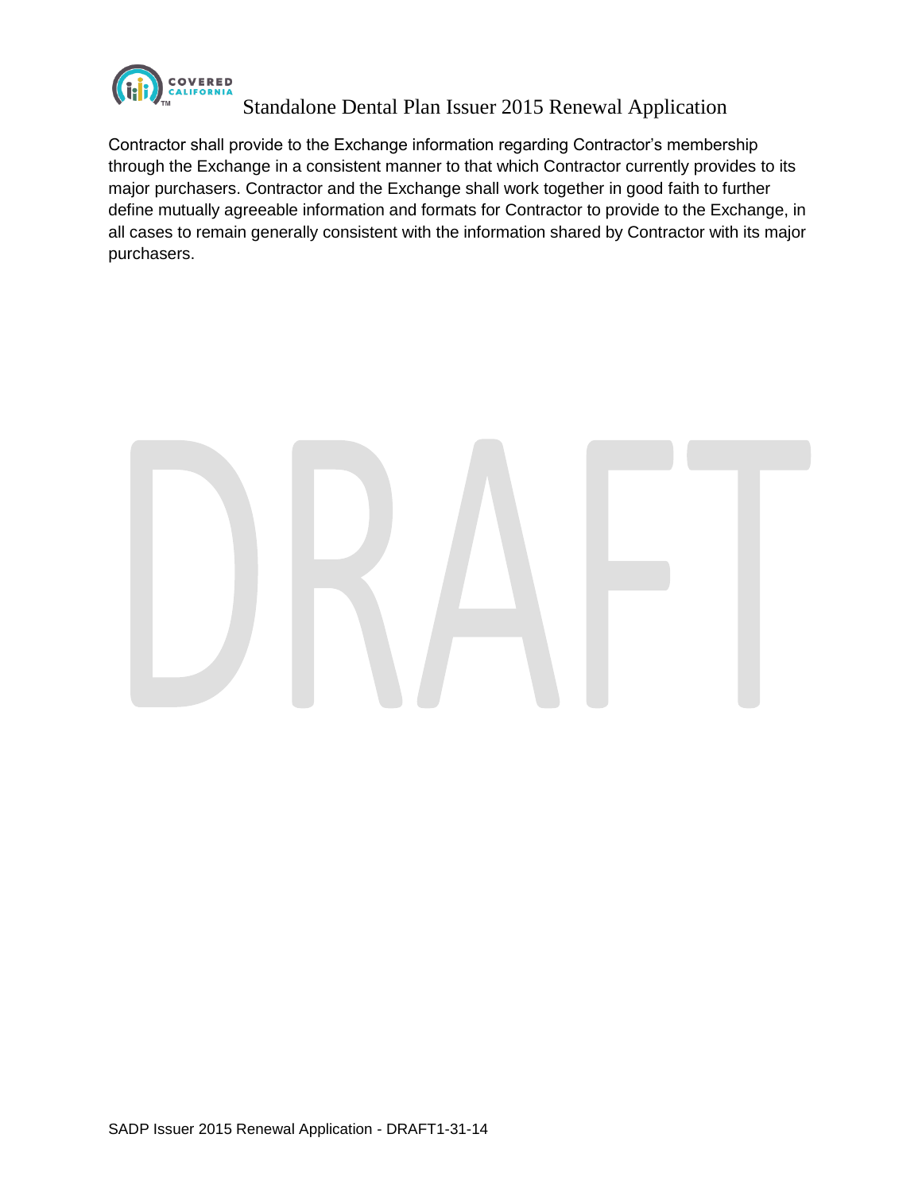Contractor shall provide to the Exchange information regarding Contractor's membership through the Exchange in a consistent manner to that which Contractor currently provides to its major purchasers. Contractor and the Exchange shall work together in good faith to further define mutually agreeable information and formats for Contractor to provide to the Exchange, in all cases to remain generally consistent with the information shared by Contractor with its major purchasers.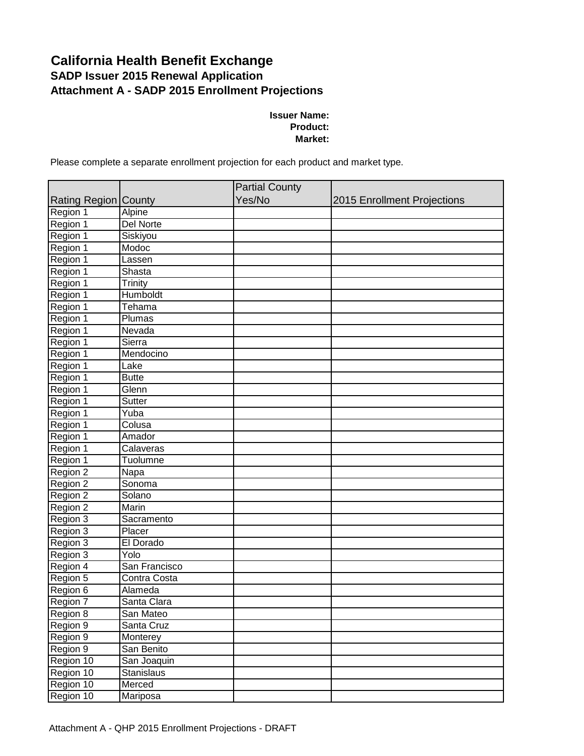# California Health Benefit Exchange

## SADP Issuer 2015 Renewal Application

## Attachment A - SADP 2015 Enrollment Projections

**Issuer Name:**
**Product:**
**Market:**

Please complete a separate enrollment projection for each product and market type.

| Rating Region | County | Partial County Yes/No | 2015 Enrollment Projections |
|---|---|---|---|
| Region 1 | Alpine | | |
| Region 1 | Del Norte | | |
| Region 1 | Siskiyou | | |
| Region 1 | Modoc | | |
| Region 1 | Lassen | | |
| Region 1 | Shasta | | |
| Region 1 | Trinity | | |
| Region 1 | Humboldt | | |
| Region 1 | Tehama | | |
| Region 1 | Plumas | | |
| Region 1 | Nevada | | |
| Region 1 | Sierra | | |
| Region 1 | Mendocino | | |
| Region 1 | Lake | | |
| Region 1 | Butte | | |
| Region 1 | Glenn | | |
| Region 1 | Sutter | | |
| Region 1 | Yuba | | |
| Region 1 | Colusa | | |
| Region 1 | Amador | | |
| Region 1 | Calaveras | | |
| Region 1 | Tuolumne | | |
| Region 2 | Napa | | |
| Region 2 | Sonoma | | |
| Region 2 | Solano | | |
| Region 2 | Marin | | |
| Region 3 | Sacramento | | |
| Region 3 | Placer | | |
| Region 3 | El Dorado | | |
| Region 3 | Yolo | | |
| Region 4 | San Francisco | | |
| Region 5 | Contra Costa | | |
| Region 6 | Alameda | | |
| Region 7 | Santa Clara | | |
| Region 8 | San Mateo | | |
| Region 9 | Santa Cruz | | |
| Region 9 | Monterey | | |
| Region 9 | San Benito | | |
| Region 10 | San Joaquin | | |
| Region 10 | Stanislaus | | |
| Region 10 | Merced | | |
| Region 10 | Mariposa | | |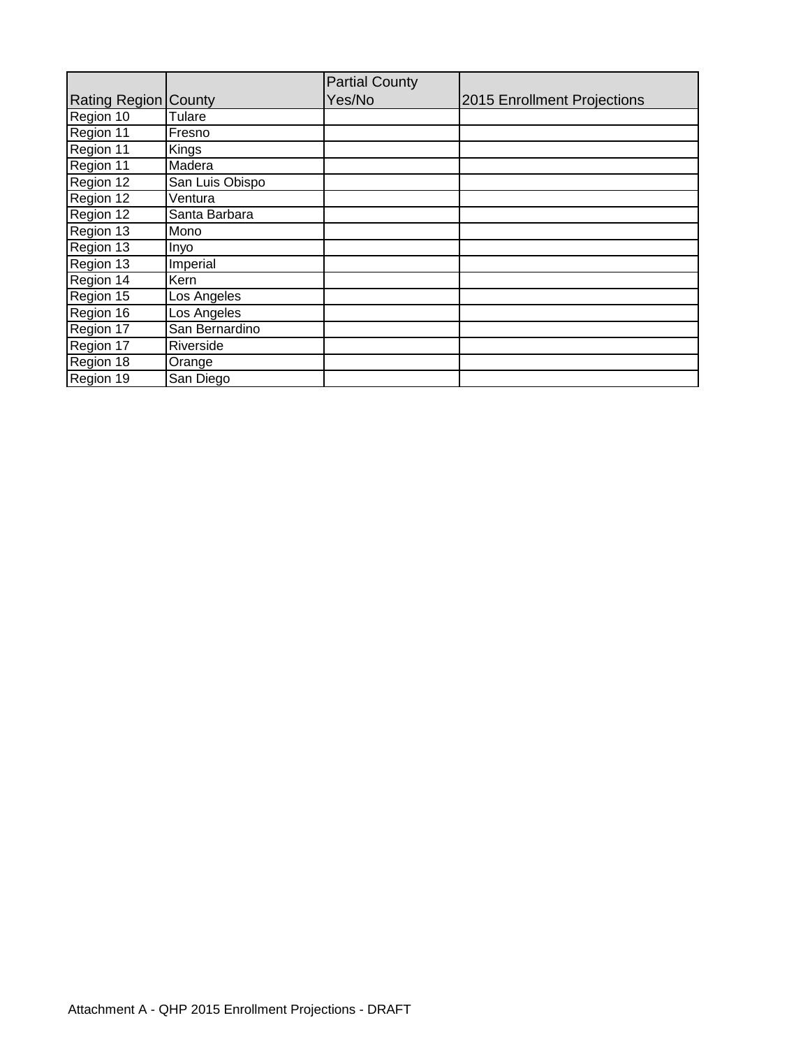| Rating Region | County | Partial County Yes/No | 2015 Enrollment Projections |
| --- | --- | --- | --- |
| Region 10 | Tulare | | |
| Region 11 | Fresno | | |
| Region 11 | Kings | | |
| Region 11 | Madera | | |
| Region 12 | San Luis Obispo | | |
| Region 12 | Ventura | | |
| Region 12 | Santa Barbara | | |
| Region 13 | Mono | | |
| Region 13 | Inyo | | |
| Region 13 | Imperial | | |
| Region 14 | Kern | | |
| Region 15 | Los Angeles | | |
| Region 16 | Los Angeles | | |
| Region 17 | San Bernardino | | |
| Region 17 | Riverside | | |
| Region 18 | Orange | | |
| Region 19 | San Diego | | |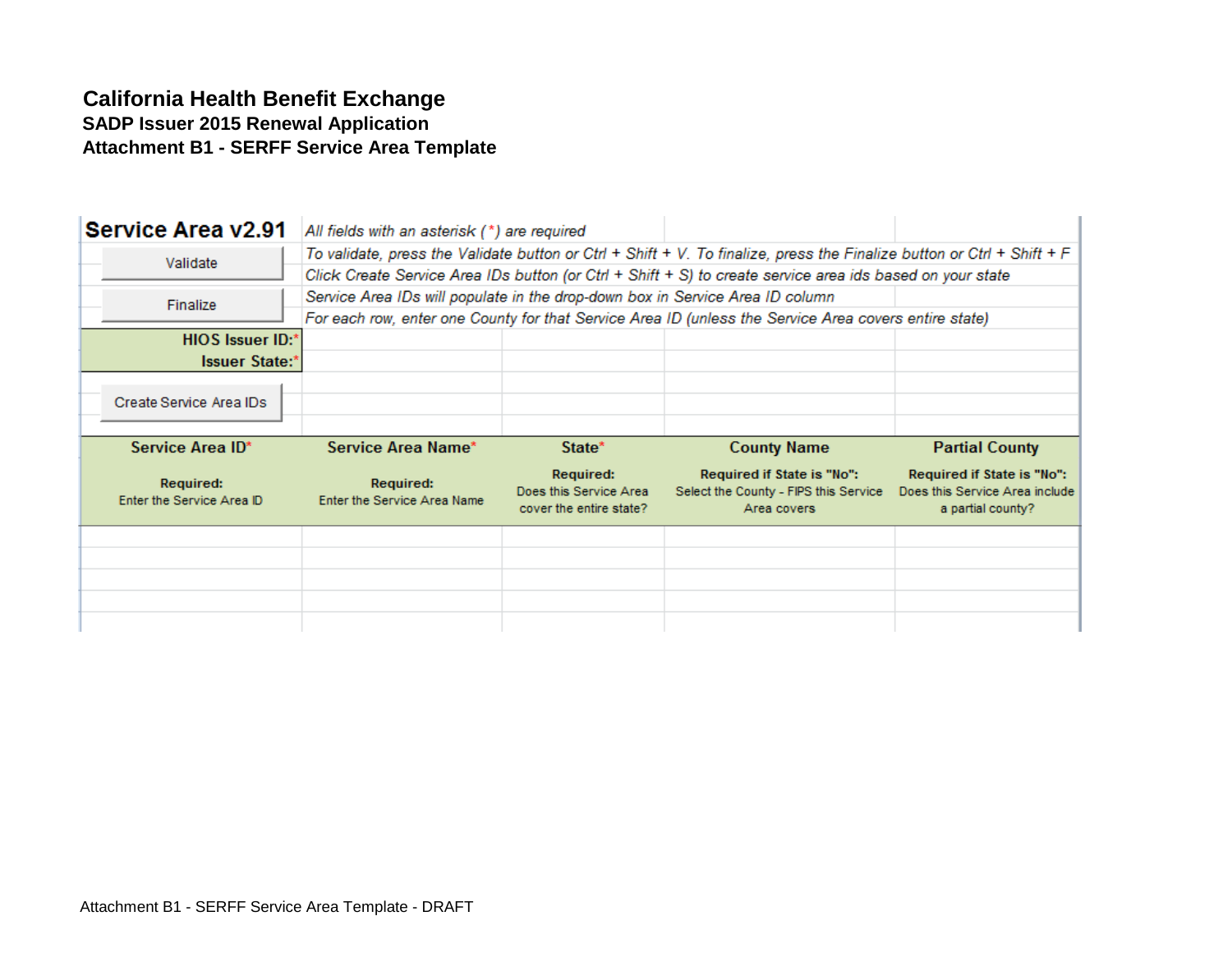**California Health Benefit Exchange**
**SADP Issuer 2015 Renewal Application**
**Attachment B1 - SERFF Service Area Template**

## Service Area v2.91

*All fields with an asterisk (*) are required*

*To validate, press the Validate button or Ctrl + Shift + V. To finalize, press the Finalize button or Ctrl + Shift + F*

*Click Create Service Area IDs button (or Ctrl + Shift + S) to create service area ids based on your state*

*Service Area IDs will populate in the drop-down box in Service Area ID column*

*For each row, enter one County for that Service Area ID (unless the Service Area covers entire state)*

Validate

Finalize

**HIOS Issuer ID:***

**Issuer State:***

Create Service Area IDs

| Service Area ID* | Service Area Name* | State* | County Name | Partial County |
|---|---|---|---|---|
| **Required:** Enter the Service Area ID | **Required:** Enter the Service Area Name | **Required:** Does this Service Area cover the entire state? | **Required if State is "No":** Select the County - FIPS this Service Area covers | **Required if State is "No":** Does this Service Area include a partial county? |
| | | | | |
| | | | | |
| | | | | |
| | | | | |
| | | | | |

Attachment B1 - SERFF Service Area Template - DRAFT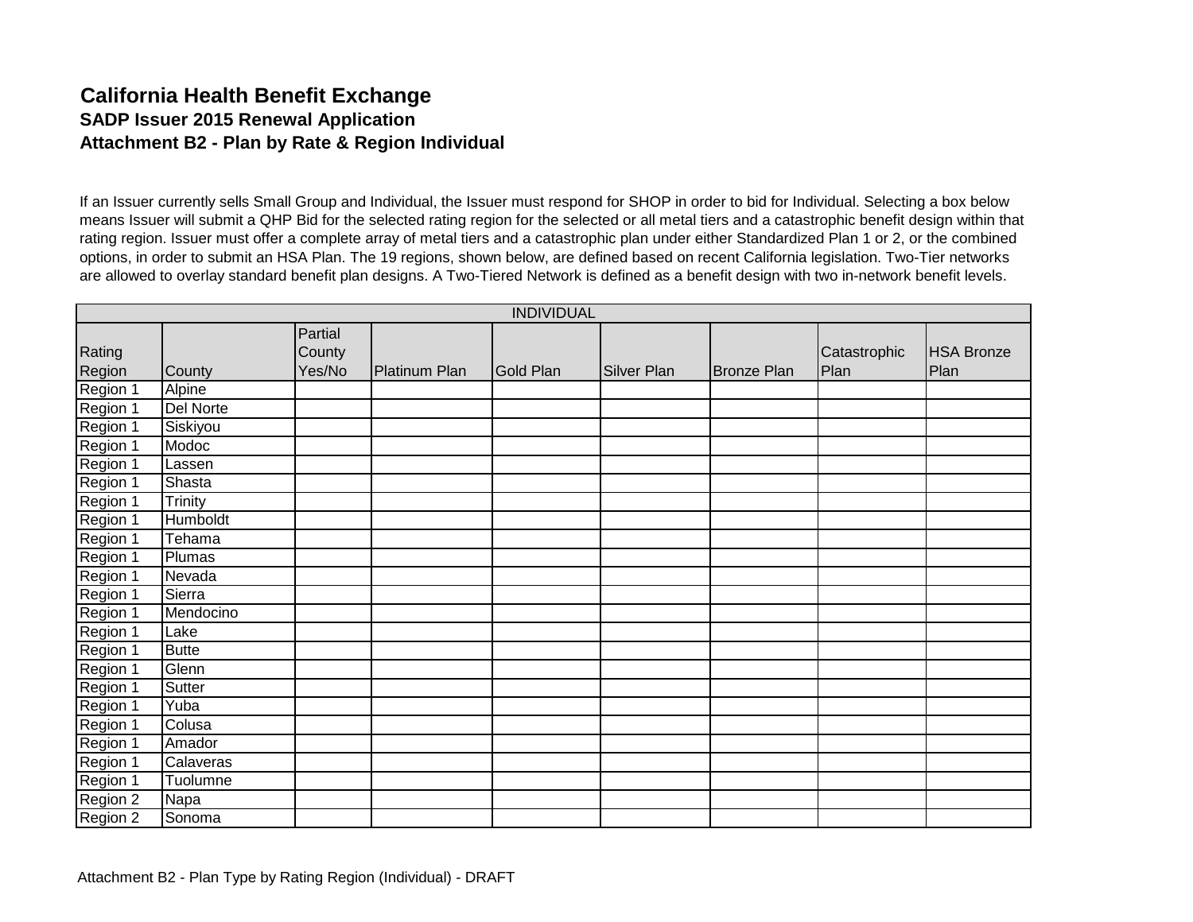# California Health Benefit Exchange

## SADP Issuer 2015 Renewal Application

## Attachment B2 - Plan by Rate & Region Individual

If an Issuer currently sells Small Group and Individual, the Issuer must respond for SHOP in order to bid for Individual. Selecting a box below means Issuer will submit a QHP Bid for the selected rating region for the selected or all metal tiers and a catastrophic benefit design within that rating region. Issuer must offer a complete array of metal tiers and a catastrophic plan under either Standardized Plan 1 or 2, or the combined options, in order to submit an HSA Plan. The 19 regions, shown below, are defined based on recent California legislation. Two-Tier networks are allowed to overlay standard benefit plan designs. A Two-Tiered Network is defined as a benefit design with two in-network benefit levels.

| INDIVIDUAL | | | | | | | | |
|---|---|---|---|---|---|---|---|---|
| Rating Region | County | Partial County Yes/No | Platinum Plan | Gold Plan | Silver Plan | Bronze Plan | Catastrophic Plan | HSA Bronze Plan |
| Region 1 | Alpine | | | | | | | |
| Region 1 | Del Norte | | | | | | | |
| Region 1 | Siskiyou | | | | | | | |
| Region 1 | Modoc | | | | | | | |
| Region 1 | Lassen | | | | | | | |
| Region 1 | Shasta | | | | | | | |
| Region 1 | Trinity | | | | | | | |
| Region 1 | Humboldt | | | | | | | |
| Region 1 | Tehama | | | | | | | |
| Region 1 | Plumas | | | | | | | |
| Region 1 | Nevada | | | | | | | |
| Region 1 | Sierra | | | | | | | |
| Region 1 | Mendocino | | | | | | | |
| Region 1 | Lake | | | | | | | |
| Region 1 | Butte | | | | | | | |
| Region 1 | Glenn | | | | | | | |
| Region 1 | Sutter | | | | | | | |
| Region 1 | Yuba | | | | | | | |
| Region 1 | Colusa | | | | | | | |
| Region 1 | Amador | | | | | | | |
| Region 1 | Calaveras | | | | | | | |
| Region 1 | Tuolumne | | | | | | | |
| Region 2 | Napa | | | | | | | |
| Region 2 | Sonoma | | | | | | | |

Attachment B2 - Plan Type by Rating Region (Individual) - DRAFT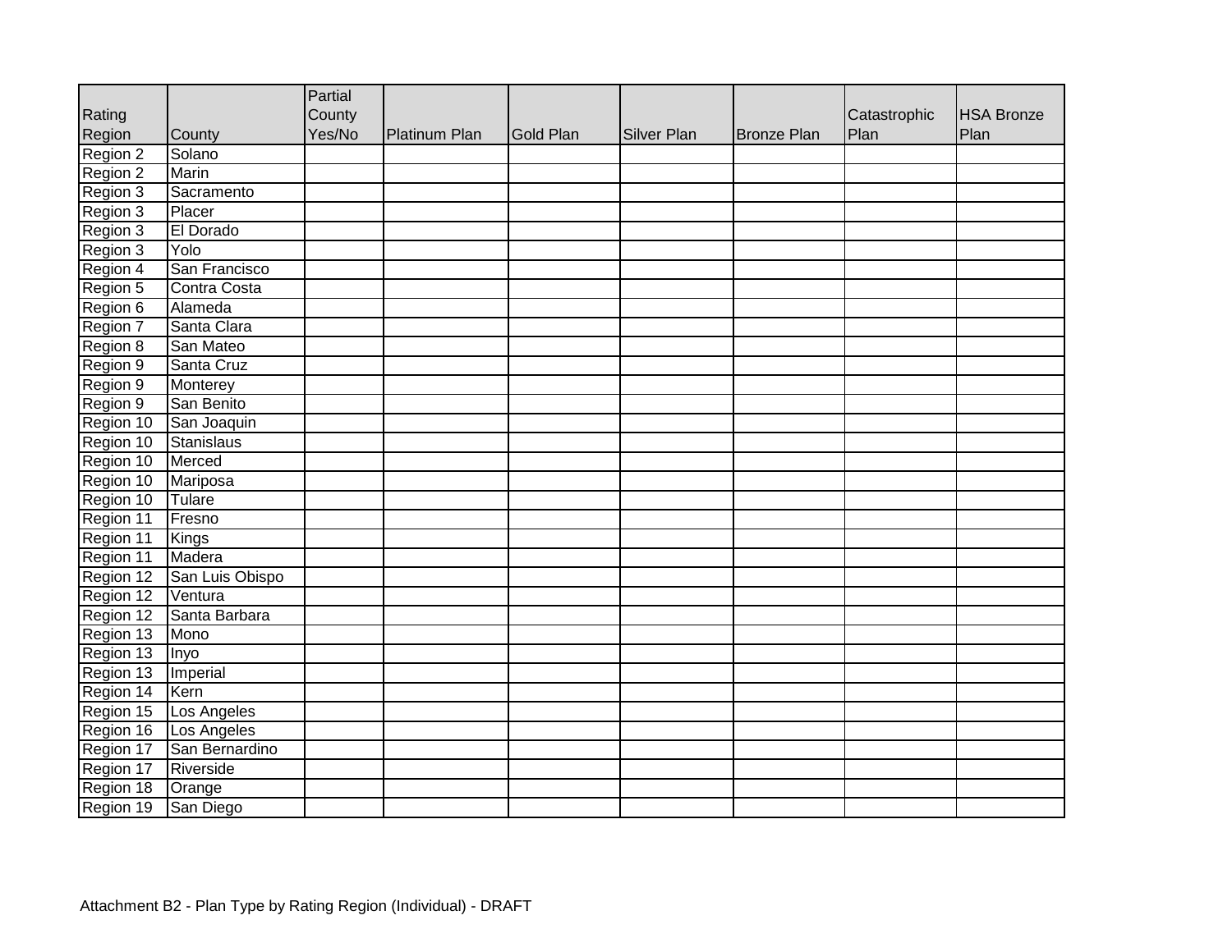| Rating Region | County | Partial County Yes/No | Platinum Plan | Gold Plan | Silver Plan | Bronze Plan | Catastrophic Plan | HSA Bronze Plan |
|---|---|---|---|---|---|---|---|---|
| Region 2 | Solano | | | | | | | |
| Region 2 | Marin | | | | | | | |
| Region 3 | Sacramento | | | | | | | |
| Region 3 | Placer | | | | | | | |
| Region 3 | El Dorado | | | | | | | |
| Region 3 | Yolo | | | | | | | |
| Region 4 | San Francisco | | | | | | | |
| Region 5 | Contra Costa | | | | | | | |
| Region 6 | Alameda | | | | | | | |
| Region 7 | Santa Clara | | | | | | | |
| Region 8 | San Mateo | | | | | | | |
| Region 9 | Santa Cruz | | | | | | | |
| Region 9 | Monterey | | | | | | | |
| Region 9 | San Benito | | | | | | | |
| Region 10 | San Joaquin | | | | | | | |
| Region 10 | Stanislaus | | | | | | | |
| Region 10 | Merced | | | | | | | |
| Region 10 | Mariposa | | | | | | | |
| Region 10 | Tulare | | | | | | | |
| Region 11 | Fresno | | | | | | | |
| Region 11 | Kings | | | | | | | |
| Region 11 | Madera | | | | | | | |
| Region 12 | San Luis Obispo | | | | | | | |
| Region 12 | Ventura | | | | | | | |
| Region 12 | Santa Barbara | | | | | | | |
| Region 13 | Mono | | | | | | | |
| Region 13 | Inyo | | | | | | | |
| Region 13 | Imperial | | | | | | | |
| Region 14 | Kern | | | | | | | |
| Region 15 | Los Angeles | | | | | | | |
| Region 16 | Los Angeles | | | | | | | |
| Region 17 | San Bernardino | | | | | | | |
| Region 17 | Riverside | | | | | | | |
| Region 18 | Orange | | | | | | | |
| Region 19 | San Diego | | | | | | | |

Attachment B2 - Plan Type by Rating Region (Individual) - DRAFT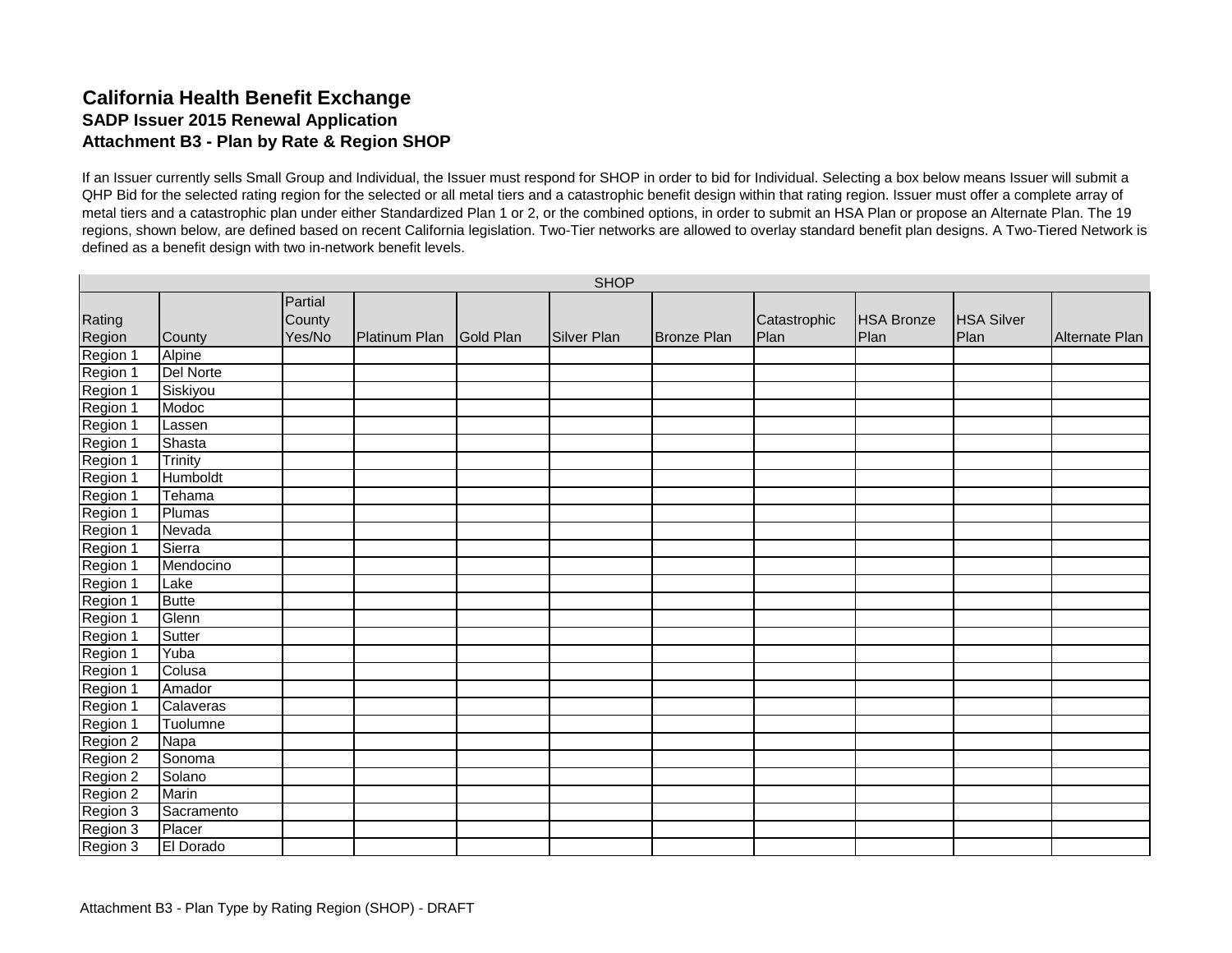# California Health Benefit Exchange

## SADP Issuer 2015 Renewal Application

## Attachment B3 - Plan by Rate & Region SHOP

If an Issuer currently sells Small Group and Individual, the Issuer must respond for SHOP in order to bid for Individual. Selecting a box below means Issuer will submit a QHP Bid for the selected rating region for the selected or all metal tiers and a catastrophic benefit design within that rating region. Issuer must offer a complete array of metal tiers and a catastrophic plan under either Standardized Plan 1 or 2, or the combined options, in order to submit an HSA Plan or propose an Alternate Plan. The 19 regions, shown below, are defined based on recent California legislation. Two-Tier networks are allowed to overlay standard benefit plan designs. A Two-Tiered Network is defined as a benefit design with two in-network benefit levels.

| SHOP | | | | | | | | | | |
|---|---|---|---|---|---|---|---|---|---|---|
| Rating Region | County | Partial County Yes/No | Platinum Plan | Gold Plan | Silver Plan | Bronze Plan | Catastrophic Plan | HSA Bronze Plan | HSA Silver Plan | Alternate Plan |
| Region 1 | Alpine | | | | | | | | | |
| Region 1 | Del Norte | | | | | | | | | |
| Region 1 | Siskiyou | | | | | | | | | |
| Region 1 | Modoc | | | | | | | | | |
| Region 1 | Lassen | | | | | | | | | |
| Region 1 | Shasta | | | | | | | | | |
| Region 1 | Trinity | | | | | | | | | |
| Region 1 | Humboldt | | | | | | | | | |
| Region 1 | Tehama | | | | | | | | | |
| Region 1 | Plumas | | | | | | | | | |
| Region 1 | Nevada | | | | | | | | | |
| Region 1 | Sierra | | | | | | | | | |
| Region 1 | Mendocino | | | | | | | | | |
| Region 1 | Lake | | | | | | | | | |
| Region 1 | Butte | | | | | | | | | |
| Region 1 | Glenn | | | | | | | | | |
| Region 1 | Sutter | | | | | | | | | |
| Region 1 | Yuba | | | | | | | | | |
| Region 1 | Colusa | | | | | | | | | |
| Region 1 | Amador | | | | | | | | | |
| Region 1 | Calaveras | | | | | | | | | |
| Region 1 | Tuolumne | | | | | | | | | |
| Region 2 | Napa | | | | | | | | | |
| Region 2 | Sonoma | | | | | | | | | |
| Region 2 | Solano | | | | | | | | | |
| Region 2 | Marin | | | | | | | | | |
| Region 3 | Sacramento | | | | | | | | | |
| Region 3 | Placer | | | | | | | | | |
| Region 3 | El Dorado | | | | | | | | | |

Attachment B3 - Plan Type by Rating Region (SHOP) - DRAFT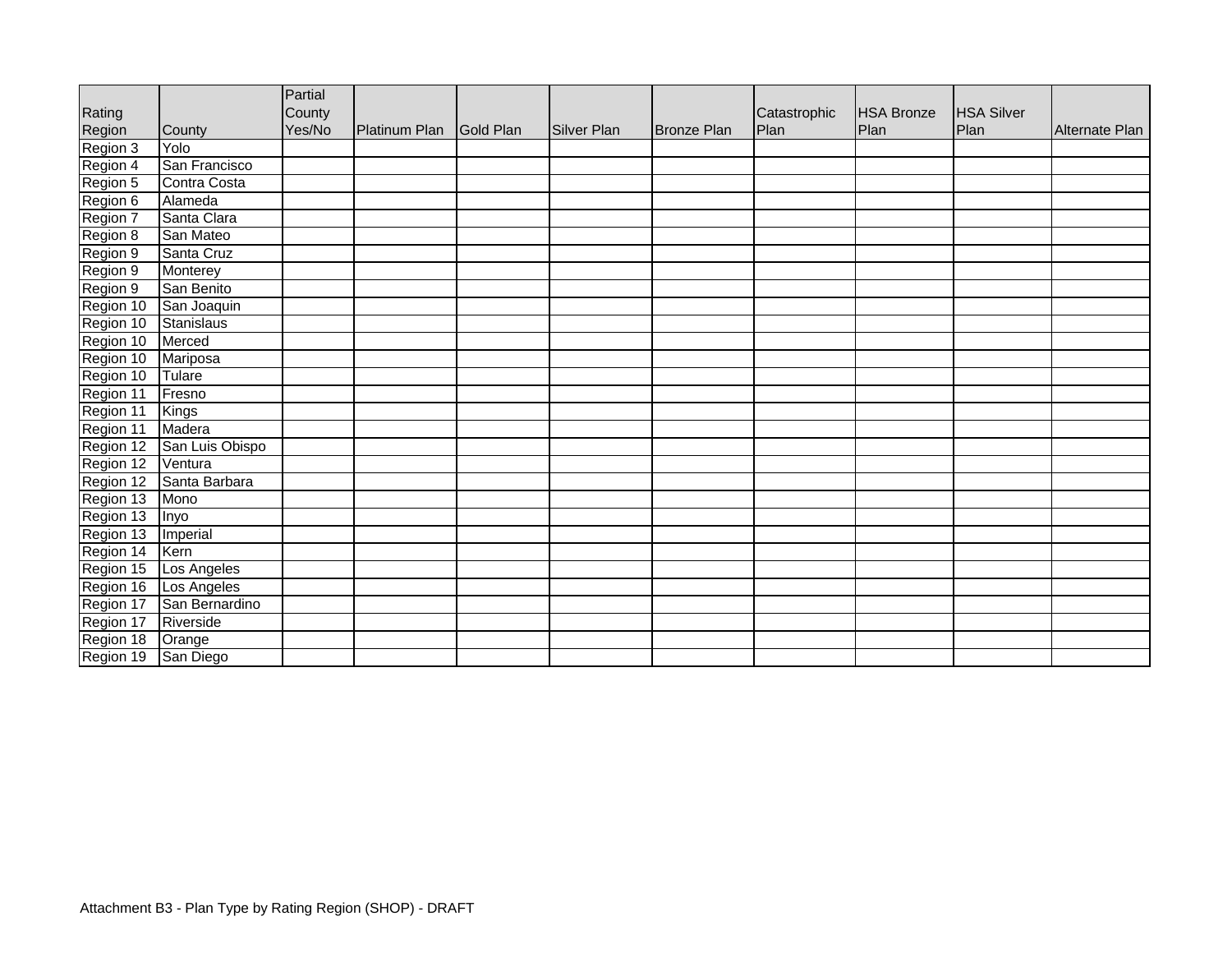| Rating Region | County | Partial County Yes/No | Platinum Plan | Gold Plan | Silver Plan | Bronze Plan | Catastrophic Plan | HSA Bronze Plan | HSA Silver Plan | Alternate Plan |
|---|---|---|---|---|---|---|---|---|---|---|
| Region 3 | Yolo | | | | | | | | | |
| Region 4 | San Francisco | | | | | | | | | |
| Region 5 | Contra Costa | | | | | | | | | |
| Region 6 | Alameda | | | | | | | | | |
| Region 7 | Santa Clara | | | | | | | | | |
| Region 8 | San Mateo | | | | | | | | | |
| Region 9 | Santa Cruz | | | | | | | | | |
| Region 9 | Monterey | | | | | | | | | |
| Region 9 | San Benito | | | | | | | | | |
| Region 10 | San Joaquin | | | | | | | | | |
| Region 10 | Stanislaus | | | | | | | | | |
| Region 10 | Merced | | | | | | | | | |
| Region 10 | Mariposa | | | | | | | | | |
| Region 10 | Tulare | | | | | | | | | |
| Region 11 | Fresno | | | | | | | | | |
| Region 11 | Kings | | | | | | | | | |
| Region 11 | Madera | | | | | | | | | |
| Region 12 | San Luis Obispo | | | | | | | | | |
| Region 12 | Ventura | | | | | | | | | |
| Region 12 | Santa Barbara | | | | | | | | | |
| Region 13 | Mono | | | | | | | | | |
| Region 13 | Inyo | | | | | | | | | |
| Region 13 | Imperial | | | | | | | | | |
| Region 14 | Kern | | | | | | | | | |
| Region 15 | Los Angeles | | | | | | | | | |
| Region 16 | Los Angeles | | | | | | | | | |
| Region 17 | San Bernardino | | | | | | | | | |
| Region 17 | Riverside | | | | | | | | | |
| Region 18 | Orange | | | | | | | | | |
| Region 19 | San Diego | | | | | | | | | |

Attachment B3 - Plan Type by Rating Region (SHOP) - DRAFT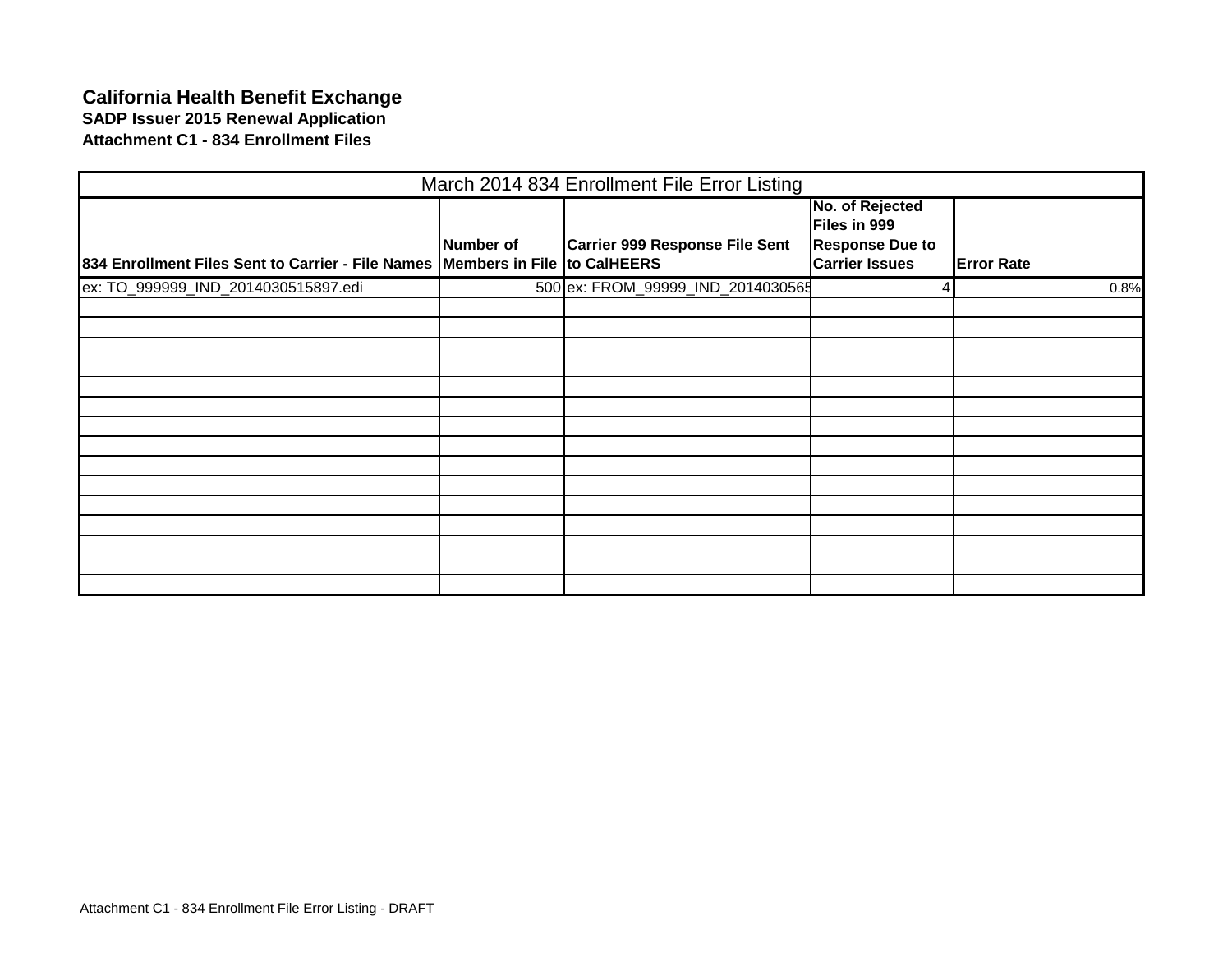# California Health Benefit Exchange

**SADP Issuer 2015 Renewal Application**

**Attachment C1 - 834 Enrollment Files**

| March 2014 834 Enrollment File Error Listing | | | | |
|---|---|---|---|---|
| **834 Enrollment Files Sent to Carrier - File Names** | **Number of Members in File** | **Carrier 999 Response File Sent to CalHEERS** | **No. of Rejected Files in 999 Response Due to Carrier Issues** | **Error Rate** |
| ex: TO_999999_IND_2014030515897.edi | 500 | ex: FROM_99999_IND_2014030565 | 4 | 0.8% |
| | | | | |
| | | | | |
| | | | | |
| | | | | |
| | | | | |
| | | | | |
| | | | | |
| | | | | |
| | | | | |
| | | | | |
| | | | | |
| | | | | |
| | | | | |
| | | | | |
| | | | | |

Attachment C1 - 834 Enrollment File Error Listing - DRAFT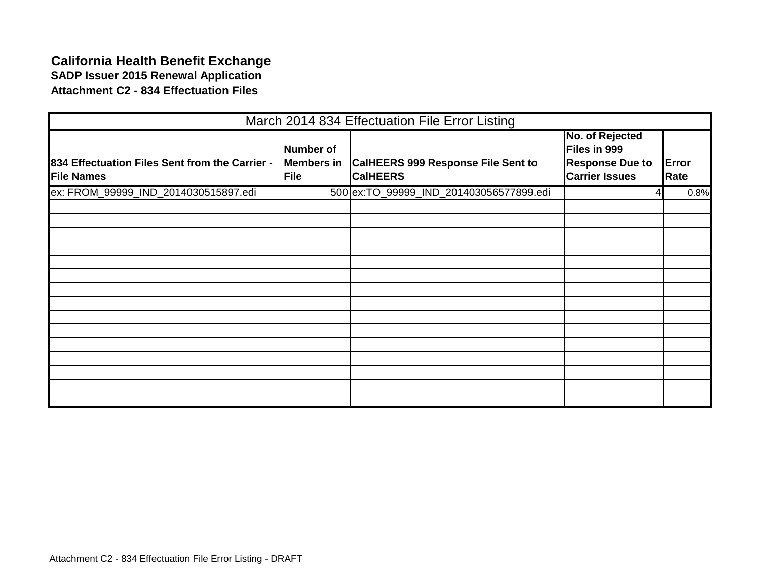**California Health Benefit Exchange**
**SADP Issuer 2015 Renewal Application**
**Attachment C2 - 834 Effectuation Files**

| March 2014 834 Effectuation File Error Listing | | | | |
|---|---|---|---|---|
| **834 Effectuation Files Sent from the Carrier - File Names** | **Number of Members in File** | **CalHEERS 999 Response File Sent to CalHEERS** | **No. of Rejected Files in 999 Response Due to Carrier Issues** | **Error Rate** |
| ex: FROM_99999_IND_2014030515897.edi | 500 | ex:TO_99999_IND_201403056577899.edi | 4 | 0.8% |
| | | | | |
| | | | | |
| | | | | |
| | | | | |
| | | | | |
| | | | | |
| | | | | |
| | | | | |
| | | | | |
| | | | | |
| | | | | |
| | | | | |
| | | | | |
| | | | | |
| | | | | |

Attachment C2 - 834 Effectuation File Error Listing - DRAFT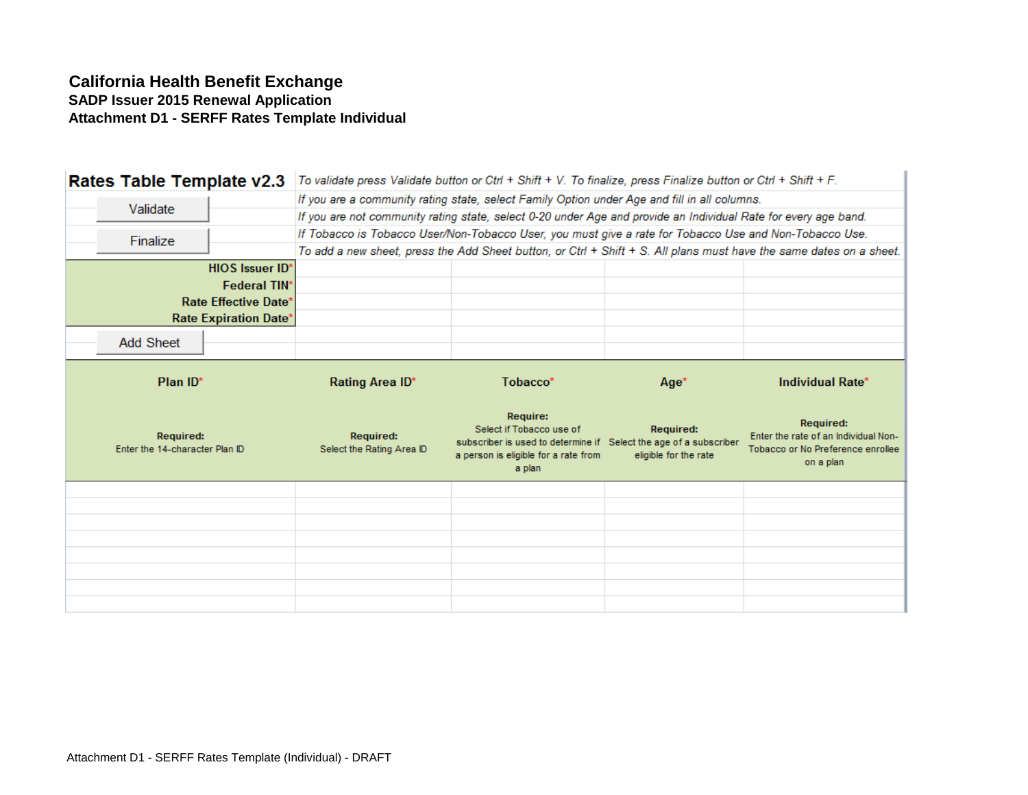**California Health Benefit Exchange**
**SADP Issuer 2015 Renewal Application**
**Attachment D1 - SERFF Rates Template Individual**

## Rates Table Template v2.3

*To validate press Validate button or Ctrl + Shift + V. To finalize, press Finalize button or Ctrl + Shift + F.*
*If you are a community rating state, select Family Option under Age and fill in all columns.*
*If you are not community rating state, select 0-20 under Age and provide an Individual Rate for every age band.*
*If Tobacco is Tobacco User/Non-Tobacco User, you must give a rate for Tobacco Use and Non-Tobacco Use.*
*To add a new sheet, press the Add Sheet button, or Ctrl + Shift + S. All plans must have the same dates on a sheet.*

Validate

Finalize

| | |
|---|---|
| **HIOS Issuer ID*** | |
| **Federal TIN*** | |
| **Rate Effective Date*** | |
| **Rate Expiration Date*** | |

Add Sheet

| **Plan ID*** | **Rating Area ID*** | **Tobacco*** | **Age*** | **Individual Rate*** |
|---|---|---|---|---|
| **Required:** Enter the 14-character Plan ID | **Required:** Select the Rating Area ID | **Require:** Select if Tobacco use of subscriber is used to determine if a person is eligible for a rate from a plan | **Required:** Select the age of a subscriber eligible for the rate | **Required:** Enter the rate of an Individual Non-Tobacco or No Preference enrollee on a plan |
| | | | | |
| | | | | |
| | | | | |
| | | | | |
| | | | | |
| | | | | |
| | | | | |
| | | | | |

Attachment D1 - SERFF Rates Template (Individual) - DRAFT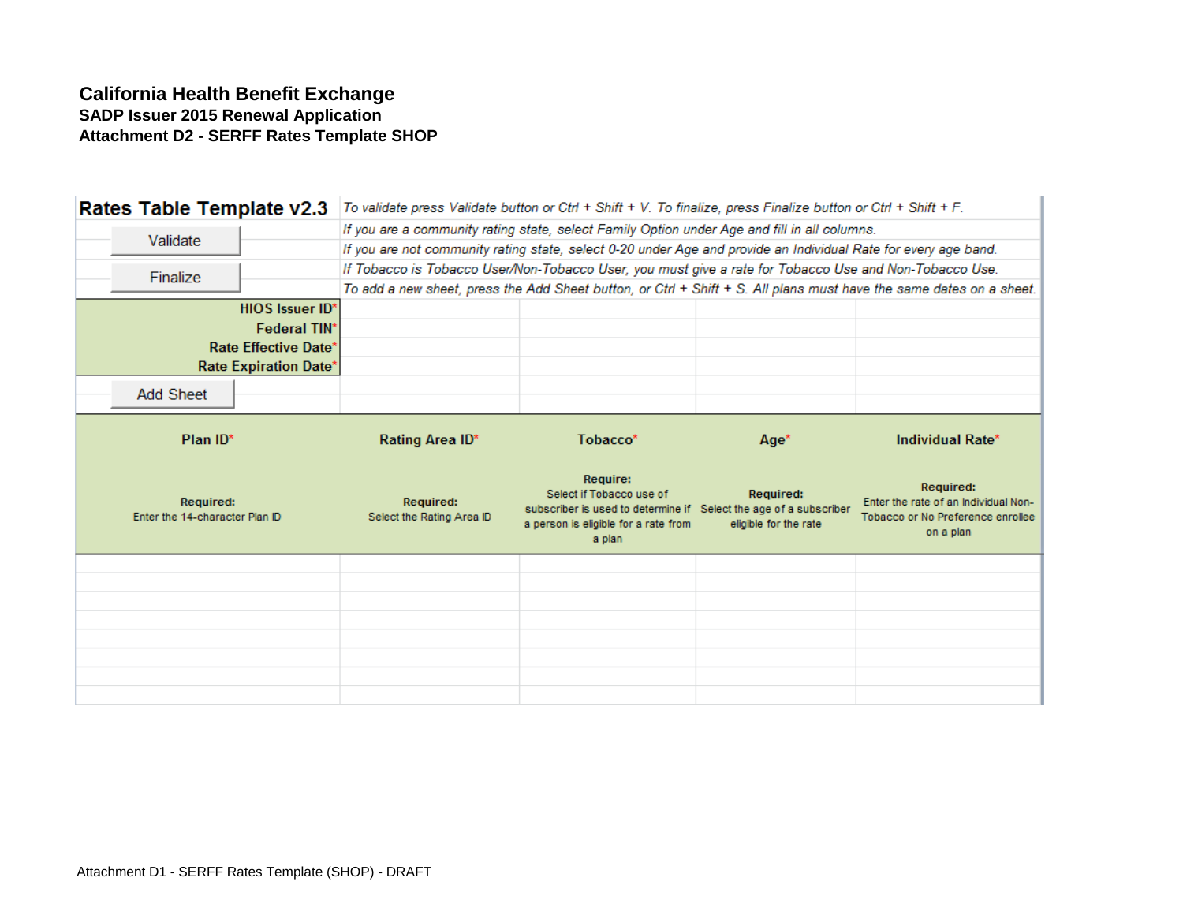**California Health Benefit Exchange**
**SADP Issuer 2015 Renewal Application**
**Attachment D2 - SERFF Rates Template SHOP**

## Rates Table Template v2.3

*To validate press Validate button or Ctrl + Shift + V. To finalize, press Finalize button or Ctrl + Shift + F.*
*If you are a community rating state, select Family Option under Age and fill in all columns.*
*If you are not community rating state, select 0-20 under Age and provide an Individual Rate for every age band.*
*If Tobacco is Tobacco User/Non-Tobacco User, you must give a rate for Tobacco Use and Non-Tobacco Use.*
*To add a new sheet, press the Add Sheet button, or Ctrl + Shift + S. All plans must have the same dates on a sheet.*

Validate

Finalize

| | |
|---|---|
| **HIOS Issuer ID*** | |
| **Federal TIN*** | |
| **Rate Effective Date*** | |
| **Rate Expiration Date*** | |

Add Sheet

| Plan ID* | Rating Area ID* | Tobacco* | Age* | Individual Rate* |
|---|---|---|---|---|
| **Required:** Enter the 14-character Plan ID | **Required:** Select the Rating Area ID | **Require:** Select if Tobacco use of subscriber is used to determine if a person is eligible for a rate from a plan | **Required:** Select the age of a subscriber eligible for the rate | **Required:** Enter the rate of an Individual Non-Tobacco or No Preference enrollee on a plan |
| | | | | |
| | | | | |
| | | | | |
| | | | | |
| | | | | |
| | | | | |
| | | | | |
| | | | | |

Attachment D1 - SERFF Rates Template (SHOP) - DRAFT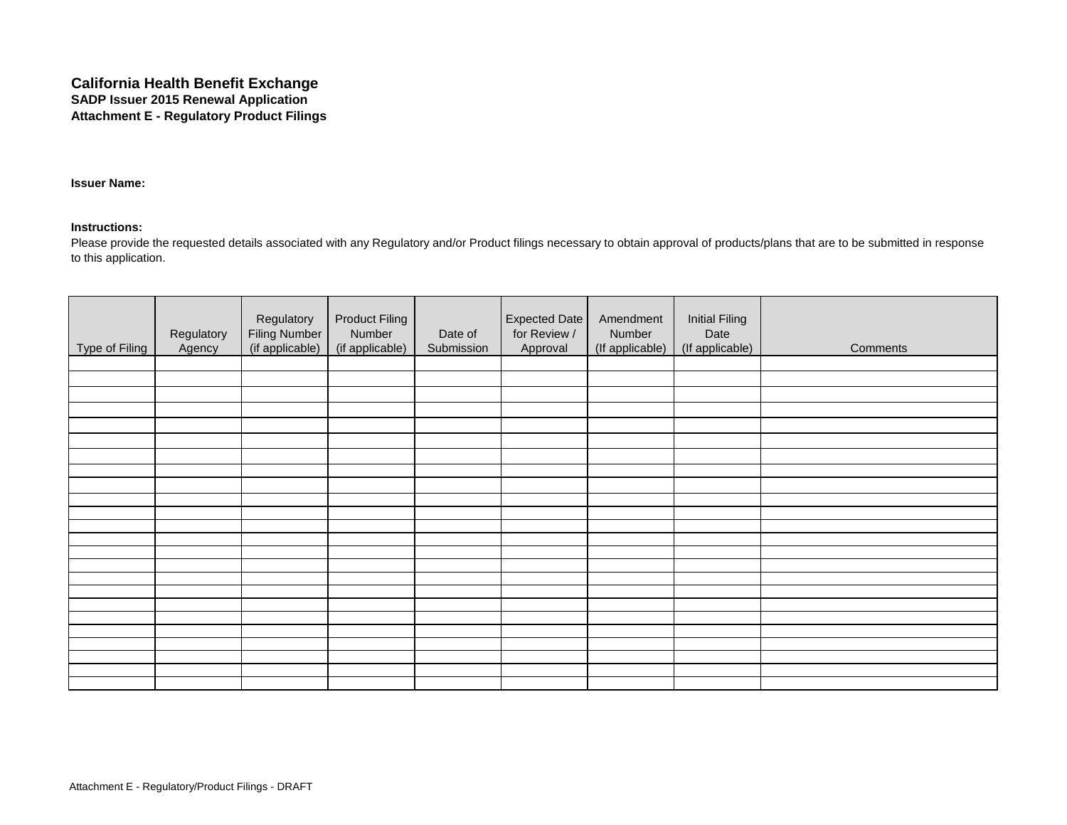# California Health Benefit Exchange

**SADP Issuer 2015 Renewal Application**

**Attachment E - Regulatory Product Filings**

**Issuer Name:**

**Instructions:**

Please provide the requested details associated with any Regulatory and/or Product filings necessary to obtain approval of products/plans that are to be submitted in response to this application.

| Type of Filing | Regulatory Agency | Regulatory Filing Number (if applicable) | Product Filing Number (if applicable) | Date of Submission | Expected Date for Review / Approval | Amendment Number (If applicable) | Initial Filing Date (If applicable) | Comments |
|---|---|---|---|---|---|---|---|---|
| | | | | | | | | |
| | | | | | | | | |
| | | | | | | | | |
| | | | | | | | | |
| | | | | | | | | |
| | | | | | | | | |
| | | | | | | | | |
| | | | | | | | | |
| | | | | | | | | |
| | | | | | | | | |
| | | | | | | | | |
| | | | | | | | | |
| | | | | | | | | |
| | | | | | | | | |
| | | | | | | | | |
| | | | | | | | | |
| | | | | | | | | |
| | | | | | | | | |
| | | | | | | | | |
| | | | | | | | | |
| | | | | | | | | |
| | | | | | | | | |
| | | | | | | | | |
| | | | | | | | | |
| | | | | | | | | |

Attachment E - Regulatory/Product Filings - DRAFT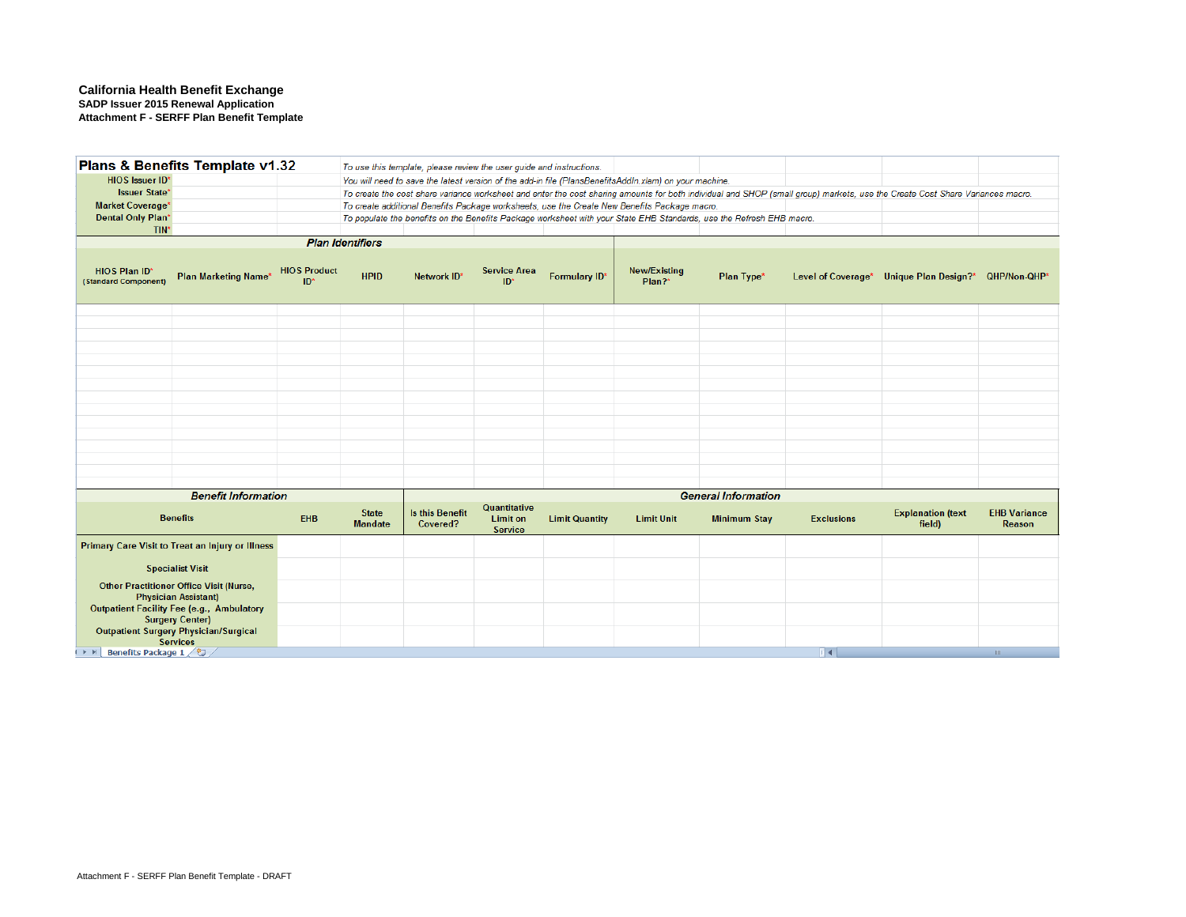**California Health Benefit Exchange**
**SADP Issuer 2015 Renewal Application**
**Attachment F - SERFF Plan Benefit Template**

## Plans & Benefits Template v1.32

| | |
|---|---|
| HIOS Issuer ID* | |
| Issuer State* | |
| Market Coverage* | |
| Dental Only Plan* | |
| TIN* | |

*To use this template, please review the user guide and instructions.*
*You will need to save the latest version of the add-in file (PlansBenefitsAddIn.xlam) on your machine.*
*To create the cost share variance worksheet and enter the cost sharing amounts for both individual and SHOP (small group) markets, use the Create Cost Share Variances macro.*
*To create additional Benefits Package worksheets, use the Create New Benefits Package macro.*
*To populate the benefits on the Benefits Package worksheet with your State EHB Standards, use the Refresh EHB macro.*

| ***Plan Identifiers*** | | | | | | | | | | | |
|---|---|---|---|---|---|---|---|---|---|---|---|
| HIOS Plan ID* (Standard Component) | Plan Marketing Name* | HIOS Product ID* | HPID | Network ID* | Service Area ID* | Formulary ID* | New/Existing Plan?* | Plan Type* | Level of Coverage* | Unique Plan Design?* | QHP/Non-QHP* |
| | | | | | | | | | | | |

| ***Benefit Information*** | | | ***General Information*** | | | | | | | |
|---|---|---|---|---|---|---|---|---|---|---|
| Benefits | EHB | State Mandate | Is this Benefit Covered? | Quantitative Limit on Service | Limit Quantity | Limit Unit | Minimum Stay | Exclusions | Explanation (text field) | EHB Variance Reason |
| Primary Care Visit to Treat an Injury or Illness | | | | | | | | | | |
| Specialist Visit | | | | | | | | | | |
| Other Practitioner Office Visit (Nurse, Physician Assistant) | | | | | | | | | | |
| Outpatient Facility Fee (e.g., Ambulatory Surgery Center) | | | | | | | | | | |
| Outpatient Surgery Physician/Surgical Services | | | | | | | | | | |

Benefits Package 1

Attachment F - SERFF Plan Benefit Template - DRAFT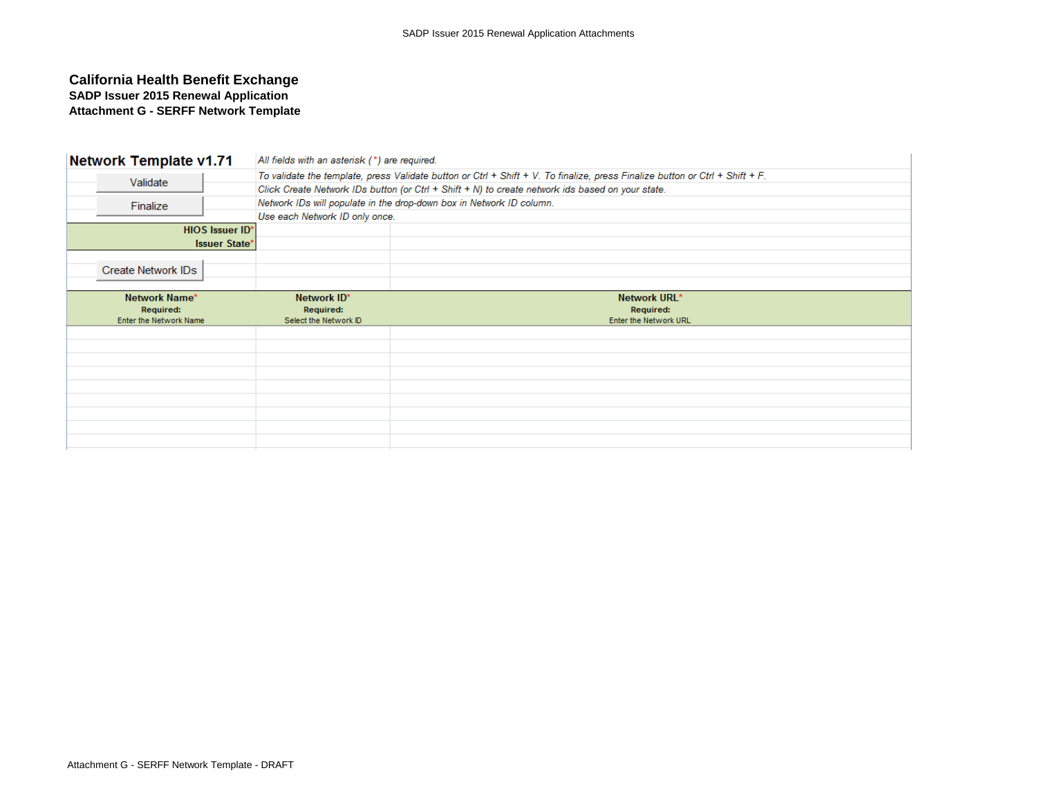**California Health Benefit Exchange**
**SADP Issuer 2015 Renewal Application**
**Attachment G - SERFF Network Template**

## Network Template v1.71

*All fields with an asterisk ( * ) are required.*

*To validate the template, press Validate button or Ctrl + Shift + V. To finalize, press Finalize button or Ctrl + Shift + F.*

*Click Create Network IDs button (or Ctrl + Shift + N) to create network ids based on your state.*

*Network IDs will populate in the drop-down box in Network ID column.*

*Use each Network ID only once.*

Validate

Finalize

**HIOS Issuer ID***

**Issuer State***

Create Network IDs

| Network Name* Required: Enter the Network Name | Network ID* Required: Select the Network ID | Network URL* Required: Enter the Network URL |
|---|---|---|
| | | |
| | | |
| | | |
| | | |
| | | |
| | | |
| | | |
| | | |
| | | |

Attachment G - SERFF Network Template - DRAFT